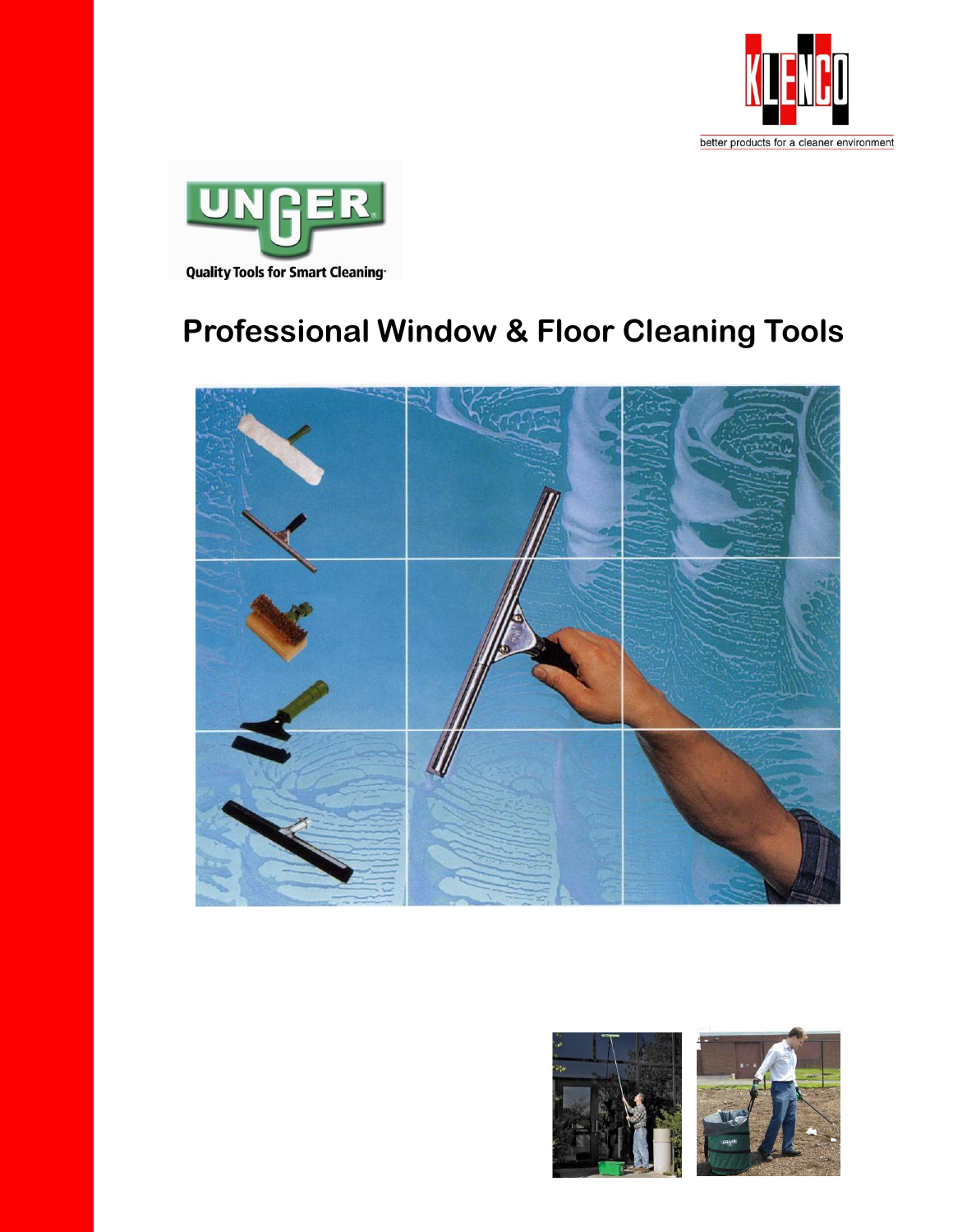KLENCO

better products for a cleaner environment

UNGER

Quality Tools for Smart Cleaning

# Professional Window & Floor Cleaning Tools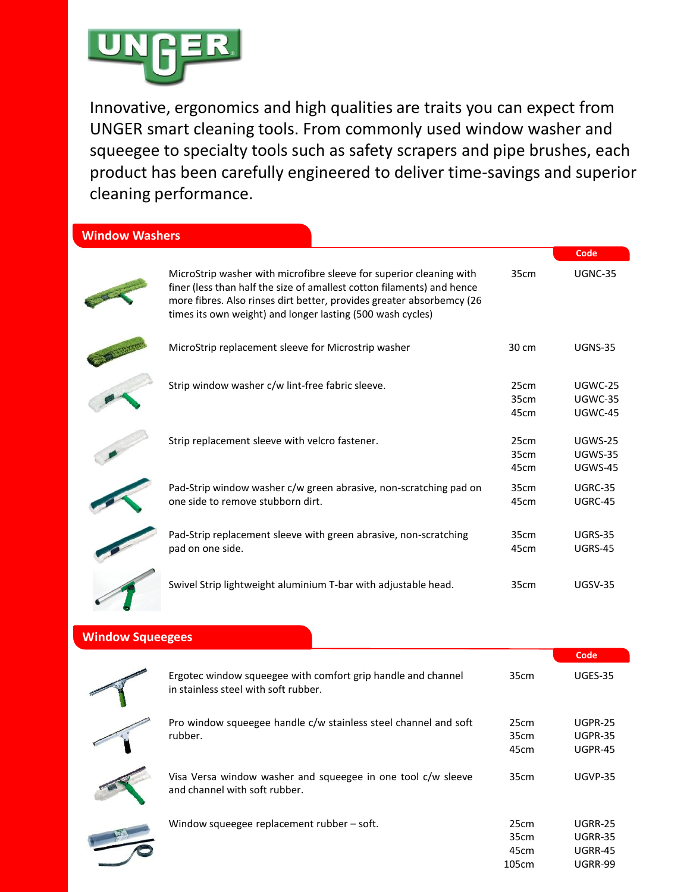UNGER

Innovative, ergonomics and high qualities are traits you can expect from UNGER smart cleaning tools. From commonly used window washer and squeegee to specialty tools such as safety scrapers and pipe brushes, each product has been carefully engineered to deliver time-savings and superior cleaning performance.

## Window Washers

| Description | Size | Code |
|---|---|---|
| MicroStrip washer with microfibre sleeve for superior cleaning with finer (less than half the size of amallest cotton filaments) and hence more fibres. Also rinses dirt better, provides greater absorbemcy (26 times its own weight) and longer lasting (500 wash cycles) | 35cm | UGNC-35 |
| MicroStrip replacement sleeve for Microstrip washer | 30 cm | UGNS-35 |
| Strip window washer c/w lint-free fabric sleeve. | 25cm<br>35cm<br>45cm | UGWC-25<br>UGWC-35<br>UGWC-45 |
| Strip replacement sleeve with velcro fastener. | 25cm<br>35cm<br>45cm | UGWS-25<br>UGWS-35<br>UGWS-45 |
| Pad-Strip window washer c/w green abrasive, non-scratching pad on one side to remove stubborn dirt. | 35cm<br>45cm | UGRC-35<br>UGRC-45 |
| Pad-Strip replacement sleeve with green abrasive, non-scratching pad on one side. | 35cm<br>45cm | UGRS-35<br>UGRS-45 |
| Swivel Strip lightweight aluminium T-bar with adjustable head. | 35cm | UGSV-35 |

## Window Squeegees

| Description | Size | Code |
|---|---|---|
| Ergotec window squeegee with comfort grip handle and channel in stainless steel with soft rubber. | 35cm | UGES-35 |
| Pro window squeegee handle c/w stainless steel channel and soft rubber. | 25cm<br>35cm<br>45cm | UGPR-25<br>UGPR-35<br>UGPR-45 |
| Visa Versa window washer and squeegee in one tool c/w sleeve and channel with soft rubber. | 35cm | UGVP-35 |
| Window squeegee replacement rubber – soft. | 25cm<br>35cm<br>45cm<br>105cm | UGRR-25<br>UGRR-35<br>UGRR-45<br>UGRR-99 |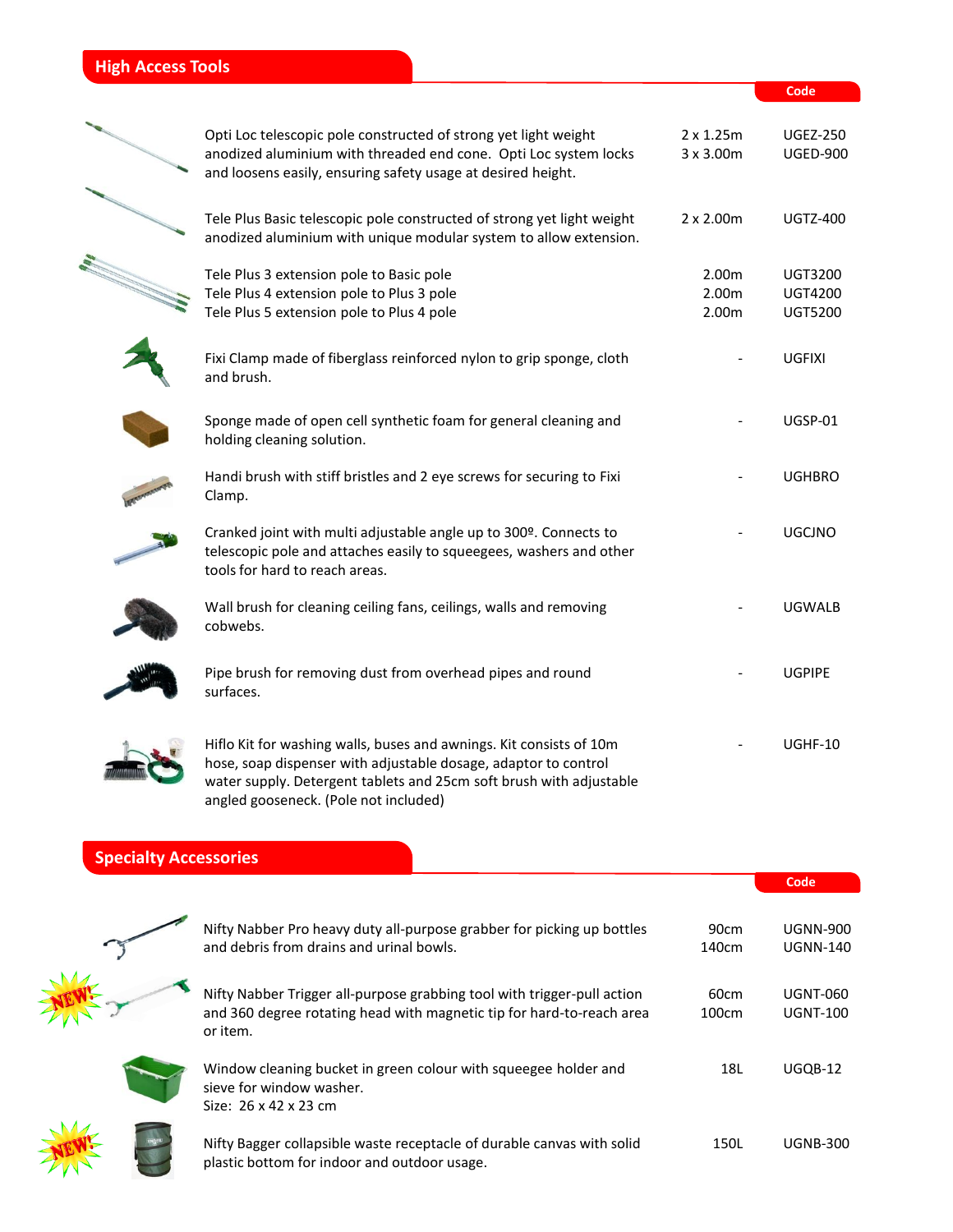## High Access Tools

| Description | Size | Code |
|---|---|---|
| Opti Loc telescopic pole constructed of strong yet light weight anodized aluminium with threaded end cone. Opti Loc system locks and loosens easily, ensuring safety usage at desired height. | 2 x 1.25m<br>3 x 3.00m | UGEZ-250<br>UGED-900 |
| Tele Plus Basic telescopic pole constructed of strong yet light weight anodized aluminium with unique modular system to allow extension. | 2 x 2.00m | UGTZ-400 |
| Tele Plus 3 extension pole to Basic pole<br>Tele Plus 4 extension pole to Plus 3 pole<br>Tele Plus 5 extension pole to Plus 4 pole | 2.00m<br>2.00m<br>2.00m | UGT3200<br>UGT4200<br>UGT5200 |
| Fixi Clamp made of fiberglass reinforced nylon to grip sponge, cloth and brush. | - | UGFIXI |
| Sponge made of open cell synthetic foam for general cleaning and holding cleaning solution. | - | UGSP-01 |
| Handi brush with stiff bristles and 2 eye screws for securing to Fixi Clamp. | - | UGHBRO |
| Cranked joint with multi adjustable angle up to 300º. Connects to telescopic pole and attaches easily to squeegees, washers and other tools for hard to reach areas. | - | UGCJNO |
| Wall brush for cleaning ceiling fans, ceilings, walls and removing cobwebs. | - | UGWALB |
| Pipe brush for removing dust from overhead pipes and round surfaces. | - | UGPIPE |
| Hiflo Kit for washing walls, buses and awnings. Kit consists of 10m hose, soap dispenser with adjustable dosage, adaptor to control water supply. Detergent tablets and 25cm soft brush with adjustable angled gooseneck. (Pole not included) | - | UGHF-10 |

## Specialty Accessories

| Description | Size | Code |
|---|---|---|
| Nifty Nabber Pro heavy duty all-purpose grabber for picking up bottles and debris from drains and urinal bowls. | 90cm<br>140cm | UGNN-900<br>UGNN-140 |
| NEW! Nifty Nabber Trigger all-purpose grabbing tool with trigger-pull action and 360 degree rotating head with magnetic tip for hard-to-reach area or item. | 60cm<br>100cm | UGNT-060<br>UGNT-100 |
| Window cleaning bucket in green colour with squeegee holder and sieve for window washer.<br>Size: 26 x 42 x 23 cm | 18L | UGQB-12 |
| NEW! Nifty Bagger collapsible waste receptacle of durable canvas with solid plastic bottom for indoor and outdoor usage. | 150L | UGNB-300 |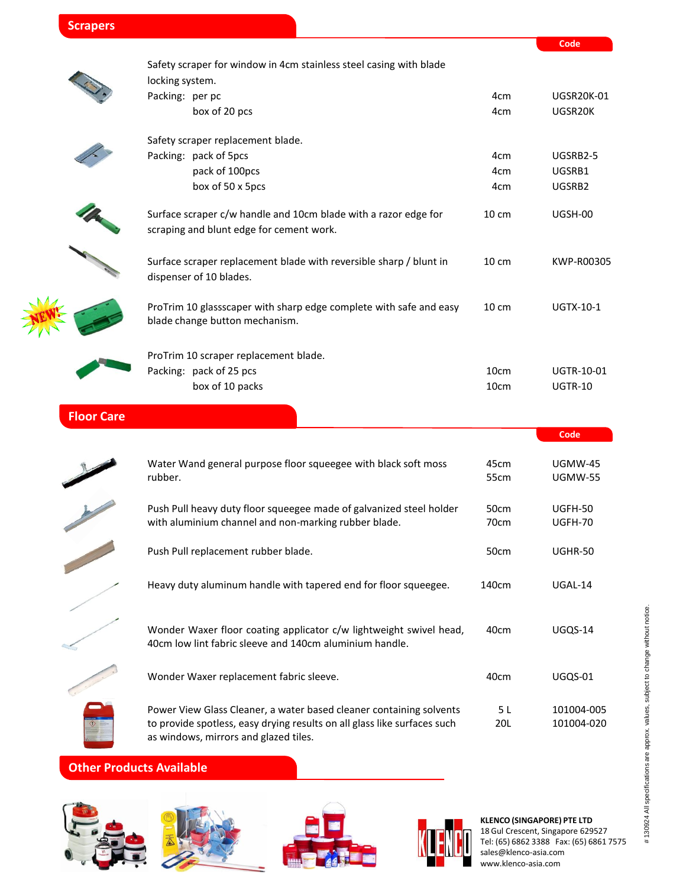## Scrapers

| | | Code |
|---|---|---|
| Safety scraper for window in 4cm stainless steel casing with blade locking system. | | |
| Packing: per pc | 4cm | UGSR20K-01 |
| box of 20 pcs | 4cm | UGSR20K |
| Safety scraper replacement blade. | | |
| Packing: pack of 5pcs | 4cm | UGSRB2-5 |
| pack of 100pcs | 4cm | UGSRB1 |
| box of 50 x 5pcs | 4cm | UGSRB2 |
| Surface scraper c/w handle and 10cm blade with a razor edge for scraping and blunt edge for cement work. | 10 cm | UGSH-00 |
| Surface scraper replacement blade with reversible sharp / blunt in dispenser of 10 blades. | 10 cm | KWP-R00305 |
| NEW! ProTrim 10 glassscaper with sharp edge complete with safe and easy blade change button mechanism. | 10 cm | UGTX-10-1 |
| ProTrim 10 scraper replacement blade. | | |
| Packing: pack of 25 pcs | 10cm | UGTR-10-01 |
| box of 10 packs | 10cm | UGTR-10 |

## Floor Care

| | | Code |
|---|---|---|
| Water Wand general purpose floor squeegee with black soft moss rubber. | 45cm<br>55cm | UGMW-45<br>UGMW-55 |
| Push Pull heavy duty floor squeegee made of galvanized steel holder with aluminium channel and non-marking rubber blade. | 50cm<br>70cm | UGFH-50<br>UGFH-70 |
| Push Pull replacement rubber blade. | 50cm | UGHR-50 |
| Heavy duty aluminum handle with tapered end for floor squeegee. | 140cm | UGAL-14 |
| Wonder Waxer floor coating applicator c/w lightweight swivel head, 40cm low lint fabric sleeve and 140cm aluminium handle. | 40cm | UGQS-14 |
| Wonder Waxer replacement fabric sleeve. | 40cm | UGQS-01 |
| Power View Glass Cleaner, a water based cleaner containing solvents to provide spotless, easy drying results on all glass like surfaces such as windows, mirrors and glazed tiles. | 5 L<br>20L | 101004-005<br>101004-020 |

## Other Products Available

**KLENCO (SINGAPORE) PTE LTD**
18 Gul Crescent, Singapore 629527
Tel: (65) 6862 3388 Fax: (65) 6861 7575
sales@klenco-asia.com
www.klenco-asia.com

# 130924 All specifications are approx. values, subject to change without notice.